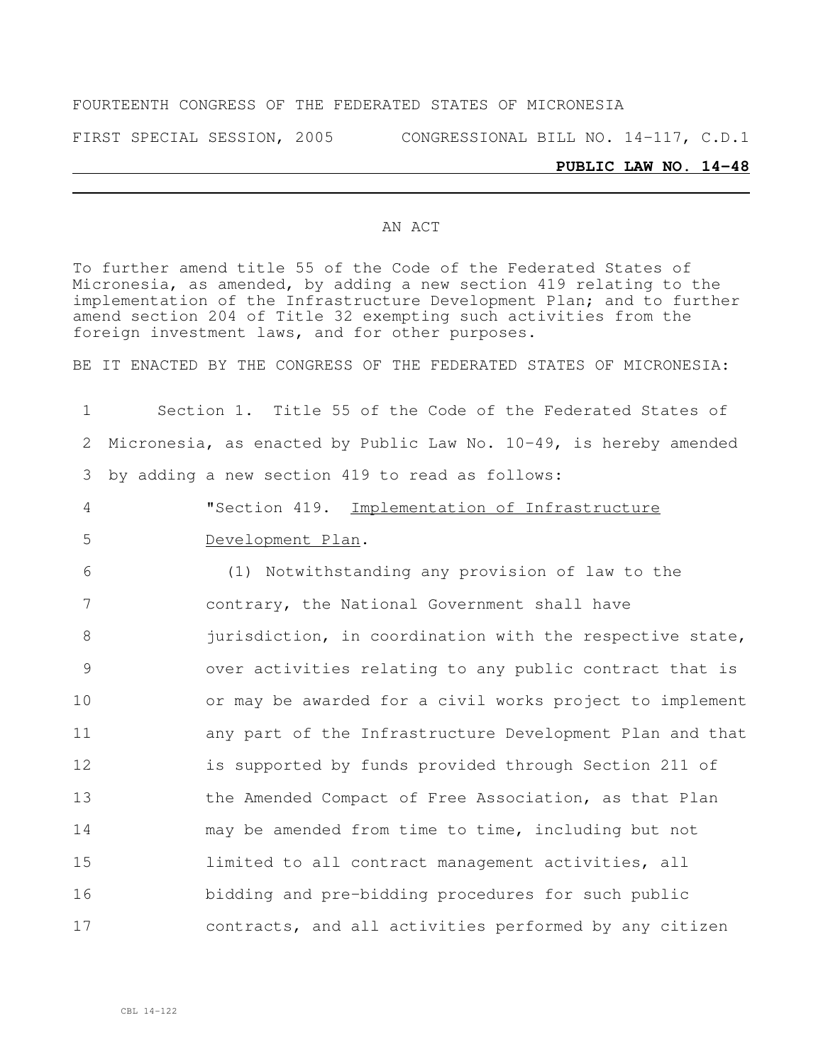FOURTEENTH CONGRESS OF THE FEDERATED STATES OF MICRONESIA

FIRST SPECIAL SESSION, 2005 CONGRESSIONAL BILL NO. 14-117, C.D.1

**PUBLIC LAW NO. 14-48**

AN ACT

To further amend title 55 of the Code of the Federated States of Micronesia, as amended, by adding a new section 419 relating to the implementation of the Infrastructure Development Plan; and to further amend section 204 of Title 32 exempting such activities from the foreign investment laws, and for other purposes.

BE IT ENACTED BY THE CONGRESS OF THE FEDERATED STATES OF MICRONESIA:

Section 1. Title 55 of the Code of the Federated States of Micronesia, as enacted by Public Law No. 10-49, is hereby amended by adding a new section 419 to read as follows:

"Section 419. Implementation of Infrastructure Development Plan.

(1) Notwithstanding any provision of law to the contrary, the National Government shall have jurisdiction, in coordination with the respective state, over activities relating to any public contract that is or may be awarded for a civil works project to implement any part of the Infrastructure Development Plan and that is supported by funds provided through Section 211 of the Amended Compact of Free Association, as that Plan may be amended from time to time, including but not limited to all contract management activities, all bidding and pre-bidding procedures for such public contracts, and all activities performed by any citizen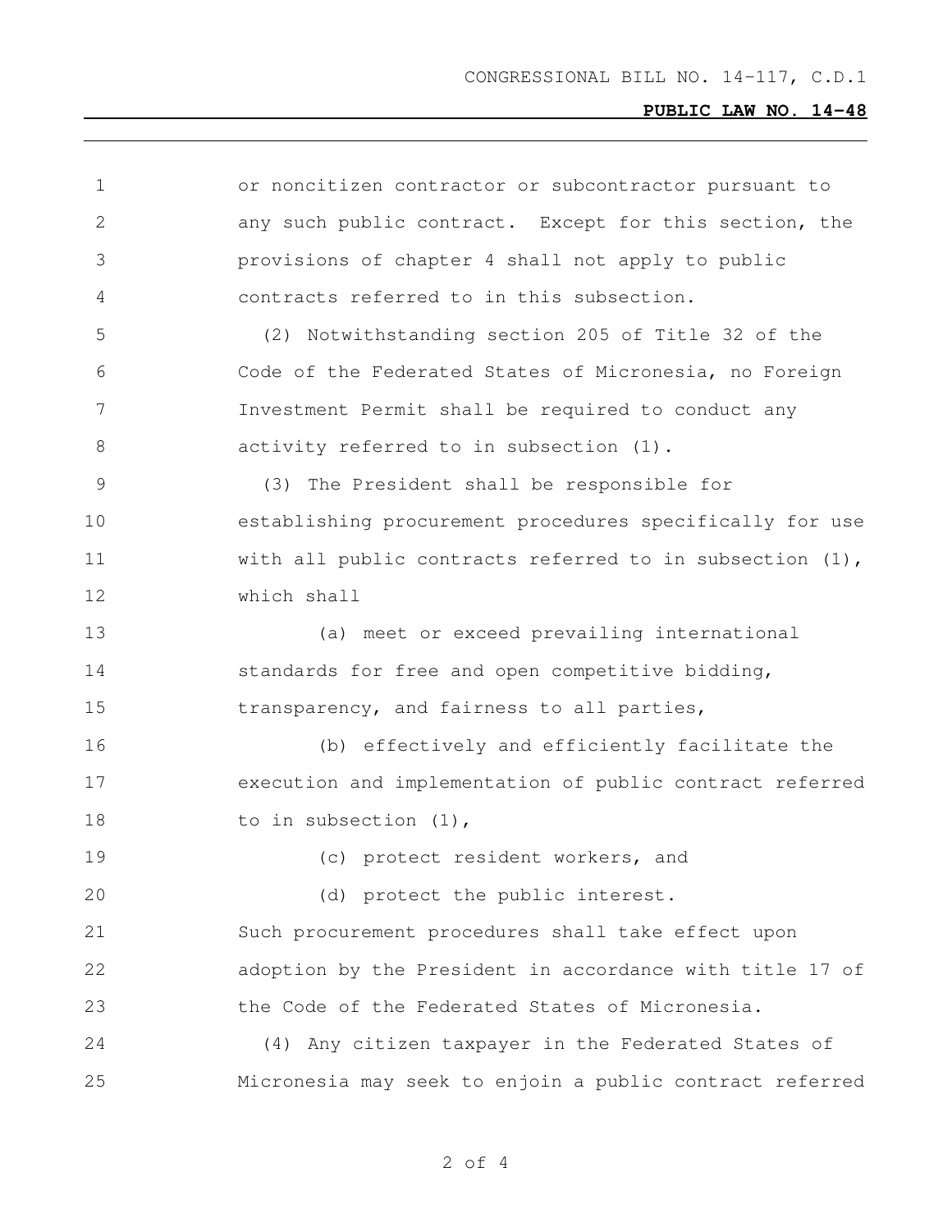or noncitizen contractor or subcontractor pursuant to any such public contract. Except for this section, the provisions of chapter 4 shall not apply to public contracts referred to in this subsection.

(2) Notwithstanding section 205 of Title 32 of the Code of the Federated States of Micronesia, no Foreign Investment Permit shall be required to conduct any activity referred to in subsection (1).

(3) The President shall be responsible for establishing procurement procedures specifically for use with all public contracts referred to in subsection (1), which shall

(a) meet or exceed prevailing international standards for free and open competitive bidding, transparency, and fairness to all parties,

(b) effectively and efficiently facilitate the execution and implementation of public contract referred to in subsection (1),

(c) protect resident workers, and

(d) protect the public interest.

Such procurement procedures shall take effect upon adoption by the President in accordance with title 17 of the Code of the Federated States of Micronesia.

(4) Any citizen taxpayer in the Federated States of Micronesia may seek to enjoin a public contract referred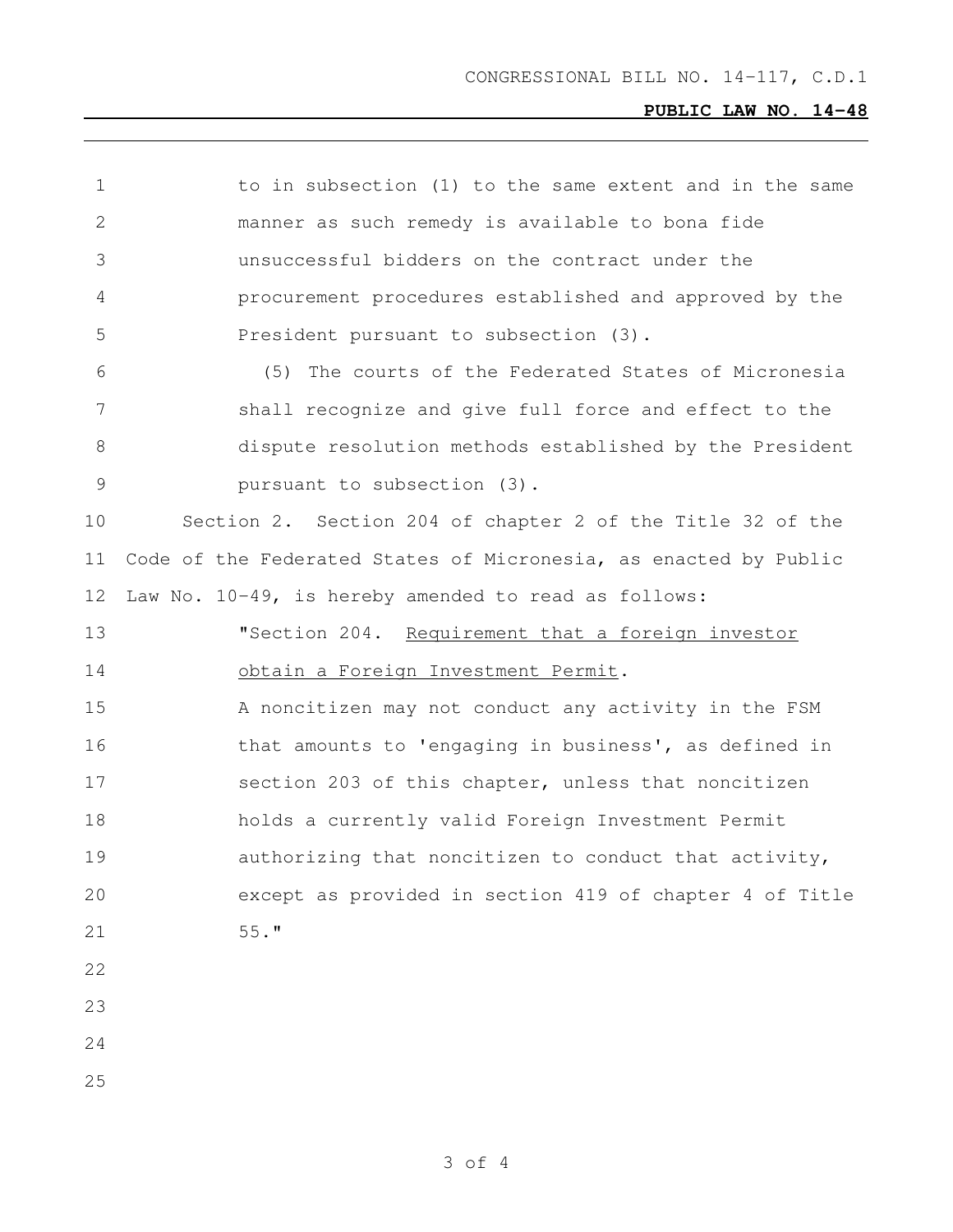to in subsection (1) to the same extent and in the same manner as such remedy is available to bona fide unsuccessful bidders on the contract under the procurement procedures established and approved by the President pursuant to subsection (3).

(5) The courts of the Federated States of Micronesia shall recognize and give full force and effect to the dispute resolution methods established by the President pursuant to subsection (3).

Section 2. Section 204 of chapter 2 of the Title 32 of the Code of the Federated States of Micronesia, as enacted by Public Law No. 10-49, is hereby amended to read as follows:

"Section 204. Requirement that a foreign investor obtain a Foreign Investment Permit.

A noncitizen may not conduct any activity in the FSM that amounts to 'engaging in business', as defined in section 203 of this chapter, unless that noncitizen holds a currently valid Foreign Investment Permit authorizing that noncitizen to conduct that activity, except as provided in section 419 of chapter 4 of Title 55."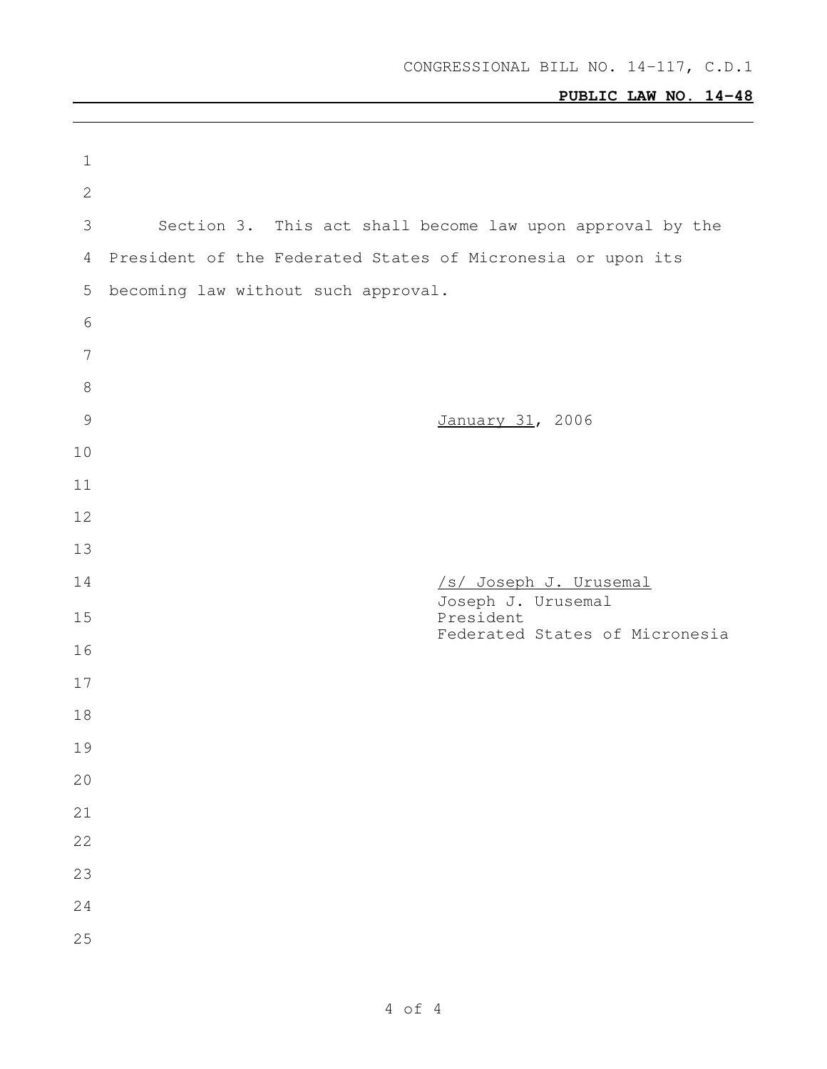CONGRESSIONAL BILL NO. 14-117, C.D.1

**PUBLIC LAW NO. 14-48**

Section 3. This act shall become law upon approval by the President of the Federated States of Micronesia or upon its becoming law without such approval.

January 31, 2006

/s/ Joseph J. Urusemal
Joseph J. Urusemal
President
Federated States of Micronesia